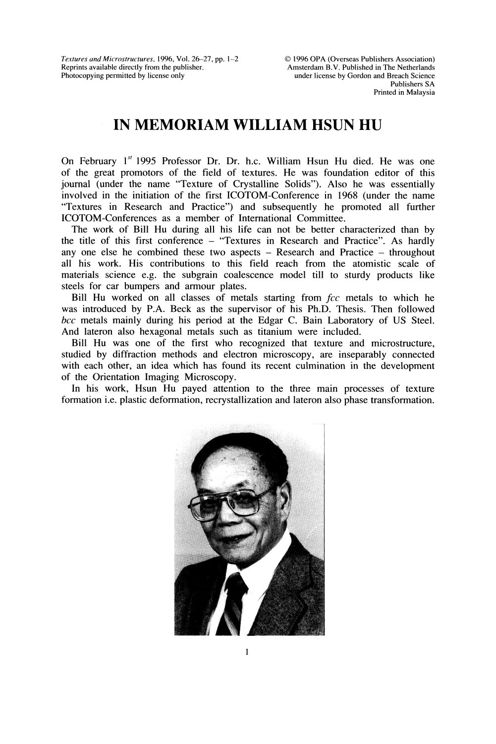# IN MEMORIAM WILLIAM HSUN HU

On February 1[st] 1995 Professor Dr. Dr. h.c. William Hsun Hu died. He was one of the great promotors of the field of textures. He was foundation editor of this journal (under the name "Texture of Crystalline Solids"). Also he was essentially involved in the initiation of the first ICOTOM-Conference in 1968 (under the name "Textures in Research and Practice") and subsequently he promoted all further ICOTOM-Conferences as a member of International Committee.

The work of Bill Hu during all his life can not be better characterized than by the title of this first conference – "Textures in Research and Practice". As hardly any one else he combined these two aspects – Research and Practice – throughout all his work. His contributions to this field reach from the atomistic scale of materials science e.g. the subgrain coalescence model till to sturdy products like steels for car bumpers and armour plates.

Bill Hu worked on all classes of metals starting from *fcc* metals to which he was introduced by P.A. Beck as the supervisor of his Ph.D. Thesis. Then followed *bcc* metals mainly during his period at the Edgar C. Bain Laboratory of US Steel. And lateron also hexagonal metals such as titanium were included.

Bill Hu was one of the first who recognized that texture and microstructure, studied by diffraction methods and electron microscopy, are inseparably connected with each other, an idea which has found its recent culmination in the development of the Orientation Imaging Microscopy.

In his work, Hsun Hu payed attention to the three main processes of texture formation i.e. plastic deformation, recrystallization and lateron also phase transformation.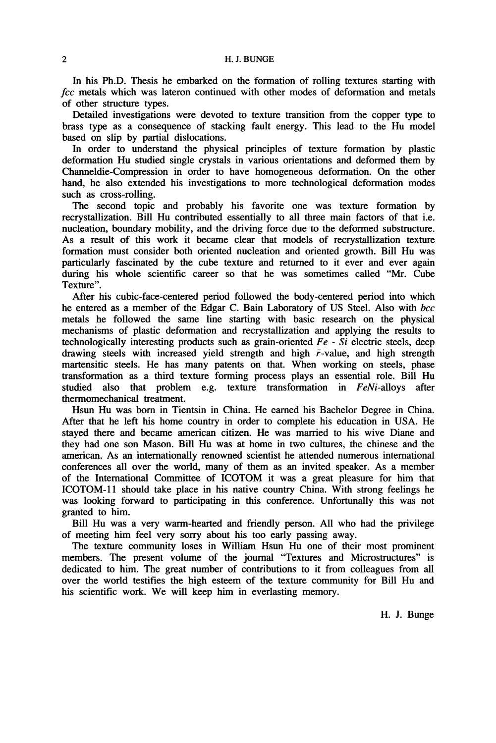In his Ph.D. Thesis he embarked on the formation of rolling textures starting with *fcc* metals which was lateron continued with other modes of deformation and metals of other structure types.

Detailed investigations were devoted to texture transition from the copper type to brass type as a consequence of stacking fault energy. This lead to the Hu model based on slip by partial dislocations.

In order to understand the physical principles of texture formation by plastic deformation Hu studied single crystals in various orientations and deformed them by Channeldie-Compression in order to have homogeneous deformation. On the other hand, he also extended his investigations to more technological deformation modes such as cross-rolling.

The second topic and probably his favorite one was texture formation by recrystallization. Bill Hu contributed essentially to all three main factors of that i.e. nucleation, boundary mobility, and the driving force due to the deformed substructure. As a result of this work it became clear that models of recrystallization texture formation must consider both oriented nucleation and oriented growth. Bill Hu was particularly fascinated by the cube texture and returned to it ever and ever again during his whole scientific career so that he was sometimes called "Mr. Cube Texture".

After his cubic-face-centered period followed the body-centered period into which he entered as a member of the Edgar C. Bain Laboratory of US Steel. Also with *bcc* metals he followed the same line starting with basic research on the physical mechanisms of plastic deformation and recrystallization and applying the results to technologically interesting products such as grain-oriented *Fe - Si* electric steels, deep drawing steels with increased yield strength and high $\bar{r}$-value, and high strength martensitic steels. He has many patents on that. When working on steels, phase transformation as a third texture forming process plays an essential role. Bill Hu studied also that problem e.g. texture transformation in *FeNi*-alloys after thermomechanical treatment.

Hsun Hu was born in Tientsin in China. He earned his Bachelor Degree in China. After that he left his home country in order to complete his education in USA. He stayed there and became american citizen. He was married to his wive Diane and they had one son Mason. Bill Hu was at home in two cultures, the chinese and the american. As an internationally renowned scientist he attended numerous international conferences all over the world, many of them as an invited speaker. As a member of the International Committee of ICOTOM it was a great pleasure for him that ICOTOM-11 should take place in his native country China. With strong feelings he was looking forward to participating in this conference. Unfortunally this was not granted to him.

Bill Hu was a very warm-hearted and friendly person. All who had the privilege of meeting him feel very sorry about his too early passing away.

The texture community loses in William Hsun Hu one of their most prominent members. The present volume of the journal "Textures and Microstructures" is dedicated to him. The great number of contributions to it from colleagues from all over the world testifies the high esteem of the texture community for Bill Hu and his scientific work. We will keep him in everlasting memory.

H. J. Bunge